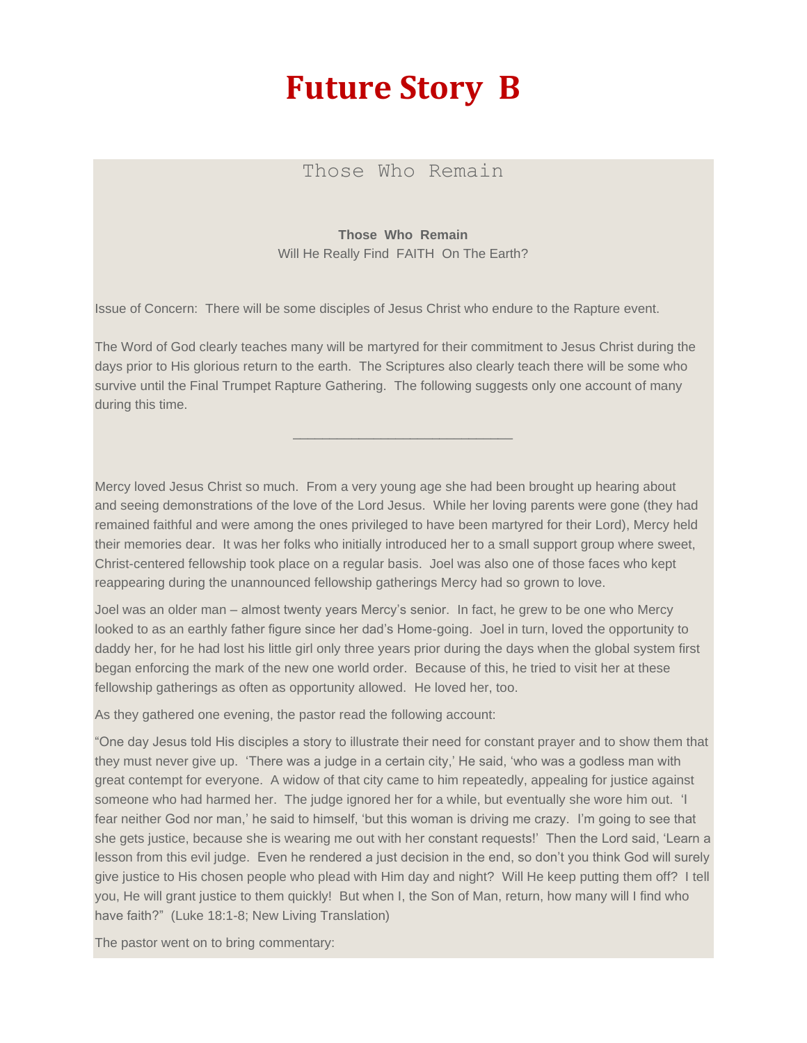# Future Story B

## Those Who Remain

**Those Who Remain**
Will He Really Find FAITH On The Earth?

Issue of Concern: There will be some disciples of Jesus Christ who endure to the Rapture event.

The Word of God clearly teaches many will be martyred for their commitment to Jesus Christ during the days prior to His glorious return to the earth. The Scriptures also clearly teach there will be some who survive until the Final Trumpet Rapture Gathering. The following suggests only one account of many during this time.

---

Mercy loved Jesus Christ so much. From a very young age she had been brought up hearing about and seeing demonstrations of the love of the Lord Jesus. While her loving parents were gone (they had remained faithful and were among the ones privileged to have been martyred for their Lord), Mercy held their memories dear. It was her folks who initially introduced her to a small support group where sweet, Christ-centered fellowship took place on a regular basis. Joel was also one of those faces who kept reappearing during the unannounced fellowship gatherings Mercy had so grown to love.

Joel was an older man – almost twenty years Mercy's senior. In fact, he grew to be one who Mercy looked to as an earthly father figure since her dad's Home-going. Joel in turn, loved the opportunity to daddy her, for he had lost his little girl only three years prior during the days when the global system first began enforcing the mark of the new one world order. Because of this, he tried to visit her at these fellowship gatherings as often as opportunity allowed. He loved her, too.

As they gathered one evening, the pastor read the following account:

"One day Jesus told His disciples a story to illustrate their need for constant prayer and to show them that they must never give up. 'There was a judge in a certain city,' He said, 'who was a godless man with great contempt for everyone. A widow of that city came to him repeatedly, appealing for justice against someone who had harmed her. The judge ignored her for a while, but eventually she wore him out. 'I fear neither God nor man,' he said to himself, 'but this woman is driving me crazy. I'm going to see that she gets justice, because she is wearing me out with her constant requests!' Then the Lord said, 'Learn a lesson from this evil judge. Even he rendered a just decision in the end, so don't you think God will surely give justice to His chosen people who plead with Him day and night? Will He keep putting them off? I tell you, He will grant justice to them quickly! But when I, the Son of Man, return, how many will I find who have faith?" (Luke 18:1-8; New Living Translation)

The pastor went on to bring commentary: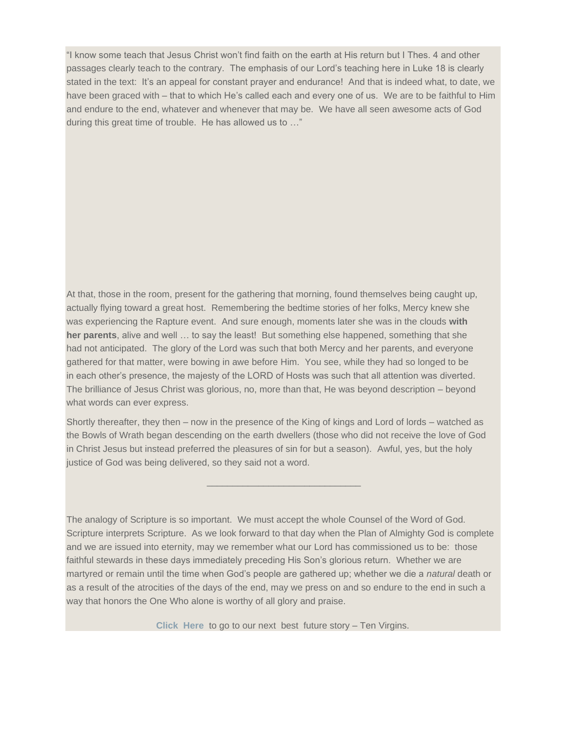"I know some teach that Jesus Christ won't find faith on the earth at His return but I Thes. 4 and other passages clearly teach to the contrary. The emphasis of our Lord's teaching here in Luke 18 is clearly stated in the text: It's an appeal for constant prayer and endurance! And that is indeed what, to date, we have been graced with – that to which He's called each and every one of us. We are to be faithful to Him and endure to the end, whatever and whenever that may be. We have all seen awesome acts of God during this great time of trouble. He has allowed us to …"

At that, those in the room, present for the gathering that morning, found themselves being caught up, actually flying toward a great host. Remembering the bedtime stories of her folks, Mercy knew she was experiencing the Rapture event. And sure enough, moments later she was in the clouds **with her parents**, alive and well … to say the least! But something else happened, something that she had not anticipated. The glory of the Lord was such that both Mercy and her parents, and everyone gathered for that matter, were bowing in awe before Him. You see, while they had so longed to be in each other's presence, the majesty of the LORD of Hosts was such that all attention was diverted. The brilliance of Jesus Christ was glorious, no, more than that, He was beyond description – beyond what words can ever express.

Shortly thereafter, they then – now in the presence of the King of kings and Lord of lords – watched as the Bowls of Wrath began descending on the earth dwellers (those who did not receive the love of God in Christ Jesus but instead preferred the pleasures of sin for but a season). Awful, yes, but the holy justice of God was being delivered, so they said not a word.

______________________________

The analogy of Scripture is so important. We must accept the whole Counsel of the Word of God. Scripture interprets Scripture. As we look forward to that day when the Plan of Almighty God is complete and we are issued into eternity, may we remember what our Lord has commissioned us to be: those faithful stewards in these days immediately preceding His Son's glorious return. Whether we are martyred or remain until the time when God's people are gathered up; whether we die a *natural* death or as a result of the atrocities of the days of the end, may we press on and so endure to the end in such a way that honors the One Who alone is worthy of all glory and praise.

**Click Here** to go to our next best future story – Ten Virgins.